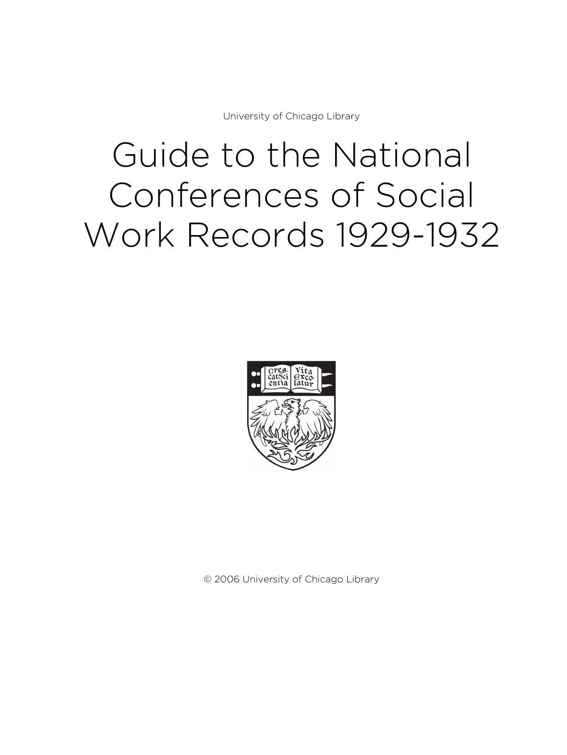University of Chicago Library

# Guide to the National Conferences of Social Work Records 1929-1932

© 2006 University of Chicago Library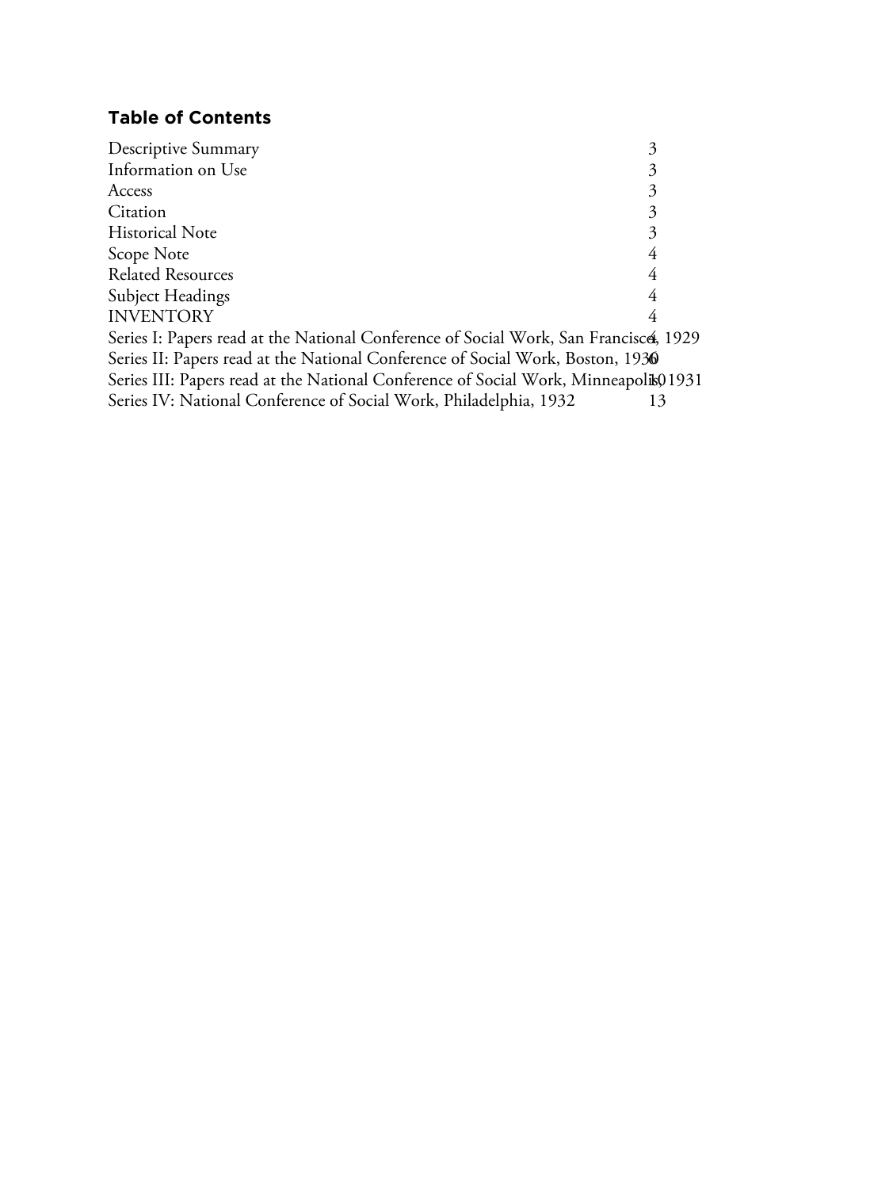## Table of Contents

| | |
|---|---|
| Descriptive Summary | 3 |
| Information on Use | 3 |
| Access | 3 |
| Citation | 3 |
| Historical Note | 3 |
| Scope Note | 4 |
| Related Resources | 4 |
| Subject Headings | 4 |
| INVENTORY | 4 |
| Series I: Papers read at the National Conference of Social Work, San Francisco, 1929 | 4 |
| Series II: Papers read at the National Conference of Social Work, Boston, 1930 | 6 |
| Series III: Papers read at the National Conference of Social Work, Minneapolis, 1931 | 10 |
| Series IV: National Conference of Social Work, Philadelphia, 1932 | 13 |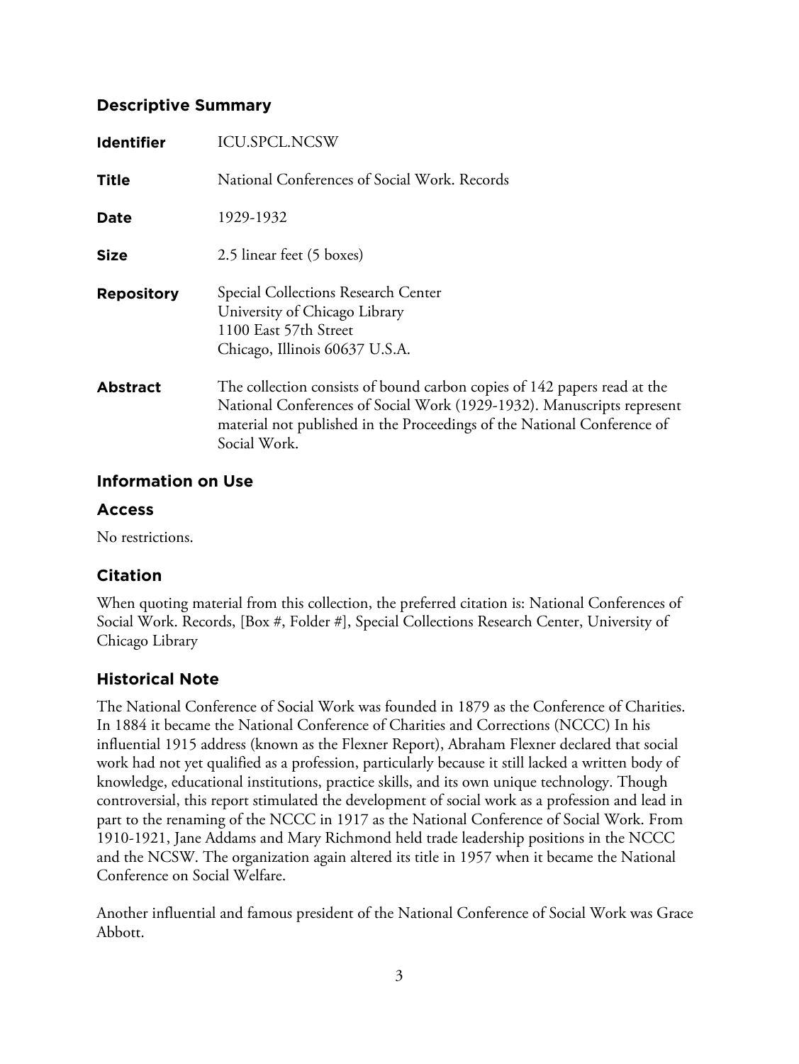## Descriptive Summary

| | |
|---|---|
| **Identifier** | ICU.SPCL.NCSW |
| **Title** | National Conferences of Social Work. Records |
| **Date** | 1929-1932 |
| **Size** | 2.5 linear feet (5 boxes) |
| **Repository** | Special Collections Research Center<br>University of Chicago Library<br>1100 East 57th Street<br>Chicago, Illinois 60637 U.S.A. |
| **Abstract** | The collection consists of bound carbon copies of 142 papers read at the National Conferences of Social Work (1929-1932). Manuscripts represent material not published in the Proceedings of the National Conference of Social Work. |

## Information on Use

### Access

No restrictions.

### Citation

When quoting material from this collection, the preferred citation is: National Conferences of Social Work. Records, [Box #, Folder #], Special Collections Research Center, University of Chicago Library

## Historical Note

The National Conference of Social Work was founded in 1879 as the Conference of Charities. In 1884 it became the National Conference of Charities and Corrections (NCCC) In his influential 1915 address (known as the Flexner Report), Abraham Flexner declared that social work had not yet qualified as a profession, particularly because it still lacked a written body of knowledge, educational institutions, practice skills, and its own unique technology. Though controversial, this report stimulated the development of social work as a profession and lead in part to the renaming of the NCCC in 1917 as the National Conference of Social Work. From 1910-1921, Jane Addams and Mary Richmond held trade leadership positions in the NCCC and the NCSW. The organization again altered its title in 1957 when it became the National Conference on Social Welfare.

Another influential and famous president of the National Conference of Social Work was Grace Abbott.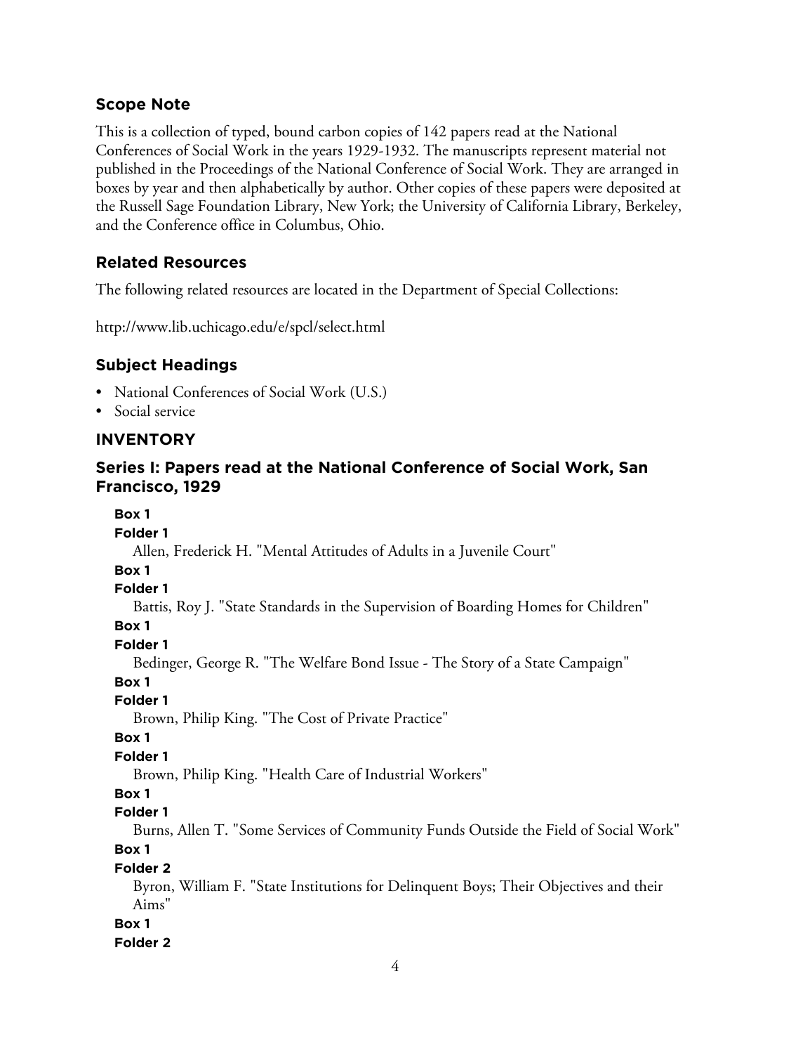## Scope Note

This is a collection of typed, bound carbon copies of 142 papers read at the National Conferences of Social Work in the years 1929-1932. The manuscripts represent material not published in the Proceedings of the National Conference of Social Work. They are arranged in boxes by year and then alphabetically by author. Other copies of these papers were deposited at the Russell Sage Foundation Library, New York; the University of California Library, Berkeley, and the Conference office in Columbus, Ohio.

## Related Resources

The following related resources are located in the Department of Special Collections:

http://www.lib.uchicago.edu/e/spcl/select.html

## Subject Headings

- National Conferences of Social Work (U.S.)
- Social service

## INVENTORY

## Series I: Papers read at the National Conference of Social Work, San Francisco, 1929

**Box 1**
**Folder 1**

Allen, Frederick H. "Mental Attitudes of Adults in a Juvenile Court"

**Box 1**
**Folder 1**

Battis, Roy J. "State Standards in the Supervision of Boarding Homes for Children"

**Box 1**
**Folder 1**

Bedinger, George R. "The Welfare Bond Issue - The Story of a State Campaign"

**Box 1**
**Folder 1**

Brown, Philip King. "The Cost of Private Practice"

**Box 1**
**Folder 1**

Brown, Philip King. "Health Care of Industrial Workers"

**Box 1**
**Folder 1**

Burns, Allen T. "Some Services of Community Funds Outside the Field of Social Work"

**Box 1**
**Folder 2**

Byron, William F. "State Institutions for Delinquent Boys; Their Objectives and their Aims"

**Box 1**
**Folder 2**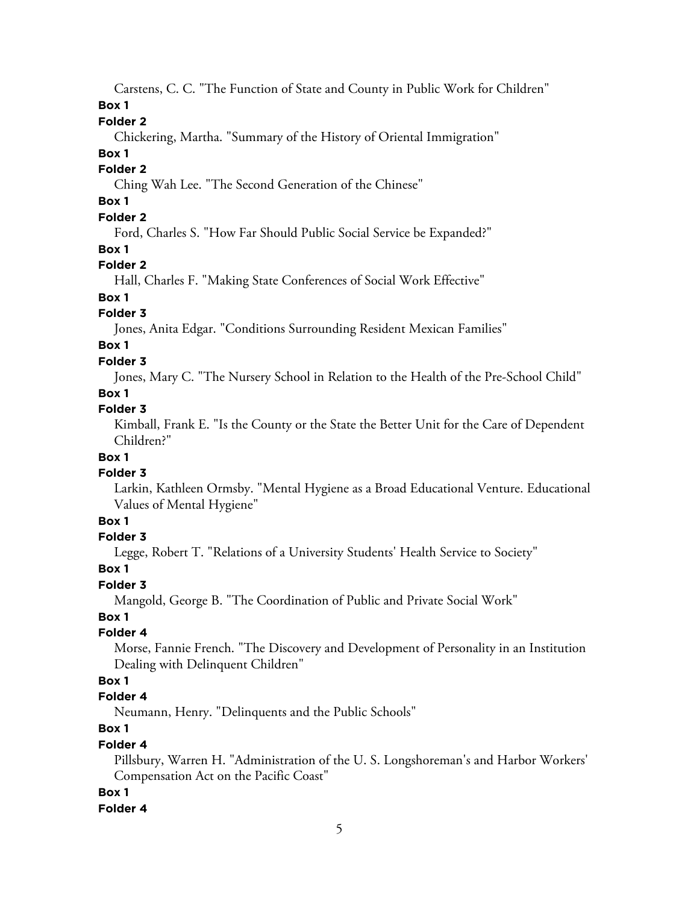Carstens, C. C. "The Function of State and County in Public Work for Children"

**Box 1**

**Folder 2**

Chickering, Martha. "Summary of the History of Oriental Immigration"

**Box 1**

**Folder 2**

Ching Wah Lee. "The Second Generation of the Chinese"

**Box 1**

**Folder 2**

Ford, Charles S. "How Far Should Public Social Service be Expanded?"

**Box 1**

**Folder 2**

Hall, Charles F. "Making State Conferences of Social Work Effective"

**Box 1**

**Folder 3**

Jones, Anita Edgar. "Conditions Surrounding Resident Mexican Families"

**Box 1**

**Folder 3**

Jones, Mary C. "The Nursery School in Relation to the Health of the Pre-School Child"

**Box 1**

**Folder 3**

Kimball, Frank E. "Is the County or the State the Better Unit for the Care of Dependent Children?"

**Box 1**

**Folder 3**

Larkin, Kathleen Ormsby. "Mental Hygiene as a Broad Educational Venture. Educational Values of Mental Hygiene"

**Box 1**

**Folder 3**

Legge, Robert T. "Relations of a University Students' Health Service to Society"

**Box 1**

**Folder 3**

Mangold, George B. "The Coordination of Public and Private Social Work"

**Box 1**

**Folder 4**

Morse, Fannie French. "The Discovery and Development of Personality in an Institution Dealing with Delinquent Children"

**Box 1**

**Folder 4**

Neumann, Henry. "Delinquents and the Public Schools"

**Box 1**

**Folder 4**

Pillsbury, Warren H. "Administration of the U. S. Longshoreman's and Harbor Workers' Compensation Act on the Pacific Coast"

**Box 1**

**Folder 4**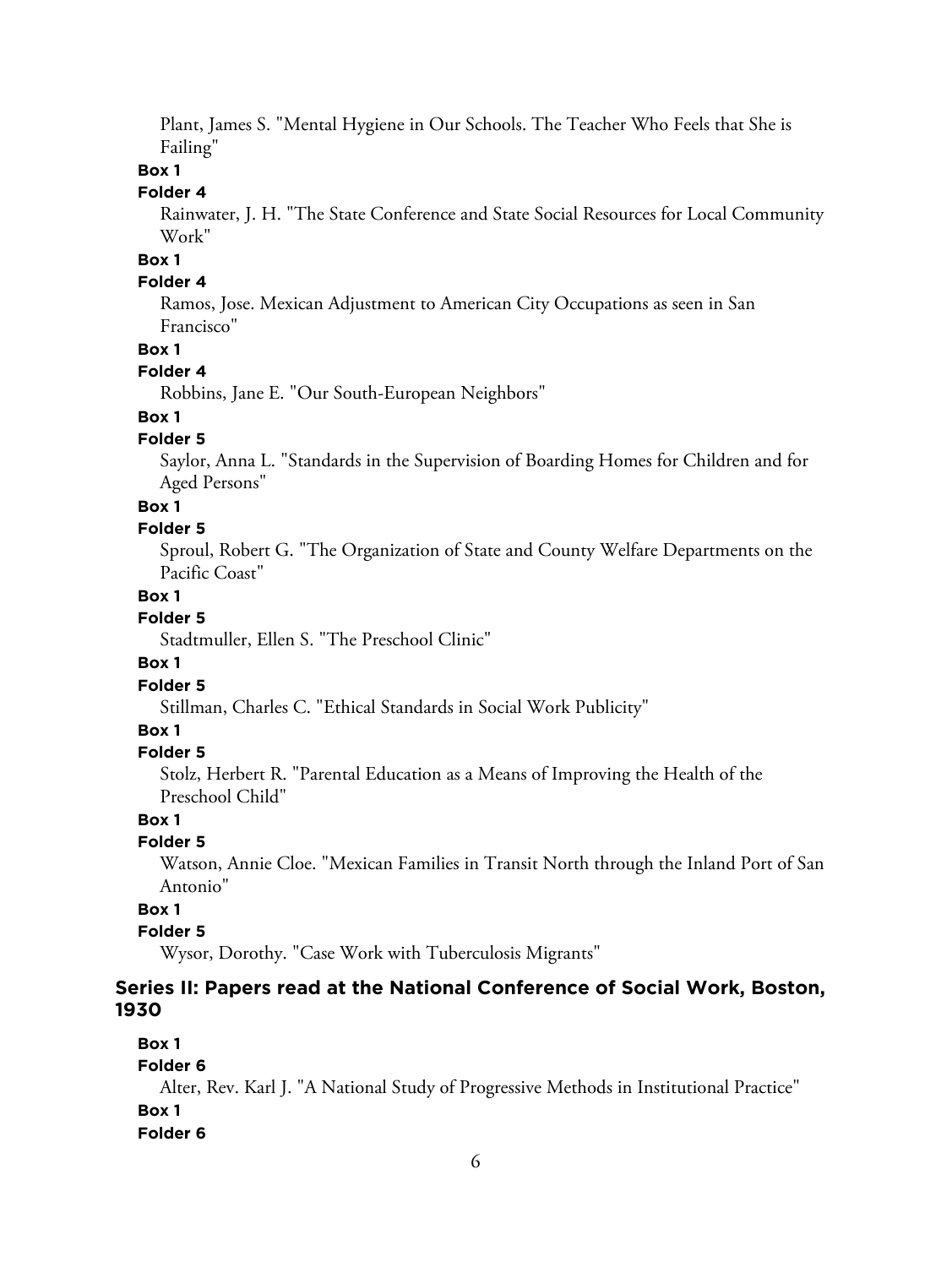Plant, James S. "Mental Hygiene in Our Schools. The Teacher Who Feels that She is Failing"

**Box 1**

**Folder 4**

Rainwater, J. H. "The State Conference and State Social Resources for Local Community Work"

**Box 1**

**Folder 4**

Ramos, Jose. Mexican Adjustment to American City Occupations as seen in San Francisco"

**Box 1**

**Folder 4**

Robbins, Jane E. "Our South-European Neighbors"

**Box 1**

**Folder 5**

Saylor, Anna L. "Standards in the Supervision of Boarding Homes for Children and for Aged Persons"

**Box 1**

**Folder 5**

Sproul, Robert G. "The Organization of State and County Welfare Departments on the Pacific Coast"

**Box 1**

**Folder 5**

Stadtmuller, Ellen S. "The Preschool Clinic"

**Box 1**

**Folder 5**

Stillman, Charles C. "Ethical Standards in Social Work Publicity"

**Box 1**

**Folder 5**

Stolz, Herbert R. "Parental Education as a Means of Improving the Health of the Preschool Child"

**Box 1**

**Folder 5**

Watson, Annie Cloe. "Mexican Families in Transit North through the Inland Port of San Antonio"

**Box 1**

**Folder 5**

Wysor, Dorothy. "Case Work with Tuberculosis Migrants"

### Series II: Papers read at the National Conference of Social Work, Boston, 1930

**Box 1**

**Folder 6**

Alter, Rev. Karl J. "A National Study of Progressive Methods in Institutional Practice"

**Box 1**

**Folder 6**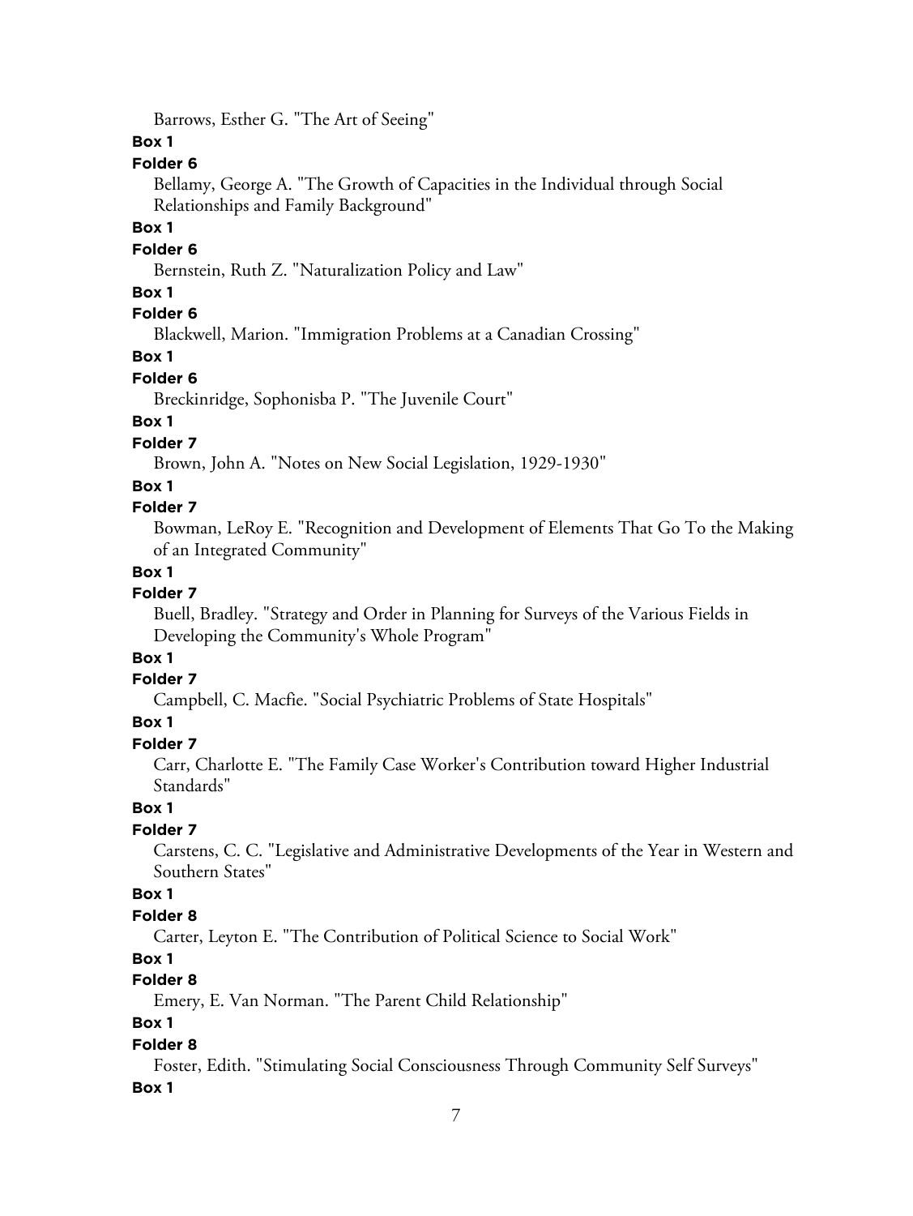Barrows, Esther G. "The Art of Seeing"

**Box 1**

**Folder 6**

Bellamy, George A. "The Growth of Capacities in the Individual through Social Relationships and Family Background"

**Box 1**

**Folder 6**

Bernstein, Ruth Z. "Naturalization Policy and Law"

**Box 1**

**Folder 6**

Blackwell, Marion. "Immigration Problems at a Canadian Crossing"

**Box 1**

**Folder 6**

Breckinridge, Sophonisba P. "The Juvenile Court"

**Box 1**

**Folder 7**

Brown, John A. "Notes on New Social Legislation, 1929-1930"

**Box 1**

**Folder 7**

Bowman, LeRoy E. "Recognition and Development of Elements That Go To the Making of an Integrated Community"

**Box 1**

**Folder 7**

Buell, Bradley. "Strategy and Order in Planning for Surveys of the Various Fields in Developing the Community's Whole Program"

**Box 1**

**Folder 7**

Campbell, C. Macfie. "Social Psychiatric Problems of State Hospitals"

**Box 1**

**Folder 7**

Carr, Charlotte E. "The Family Case Worker's Contribution toward Higher Industrial Standards"

**Box 1**

**Folder 7**

Carstens, C. C. "Legislative and Administrative Developments of the Year in Western and Southern States"

**Box 1**

**Folder 8**

Carter, Leyton E. "The Contribution of Political Science to Social Work"

**Box 1**

**Folder 8**

Emery, E. Van Norman. "The Parent Child Relationship"

**Box 1**

**Folder 8**

Foster, Edith. "Stimulating Social Consciousness Through Community Self Surveys"

**Box 1**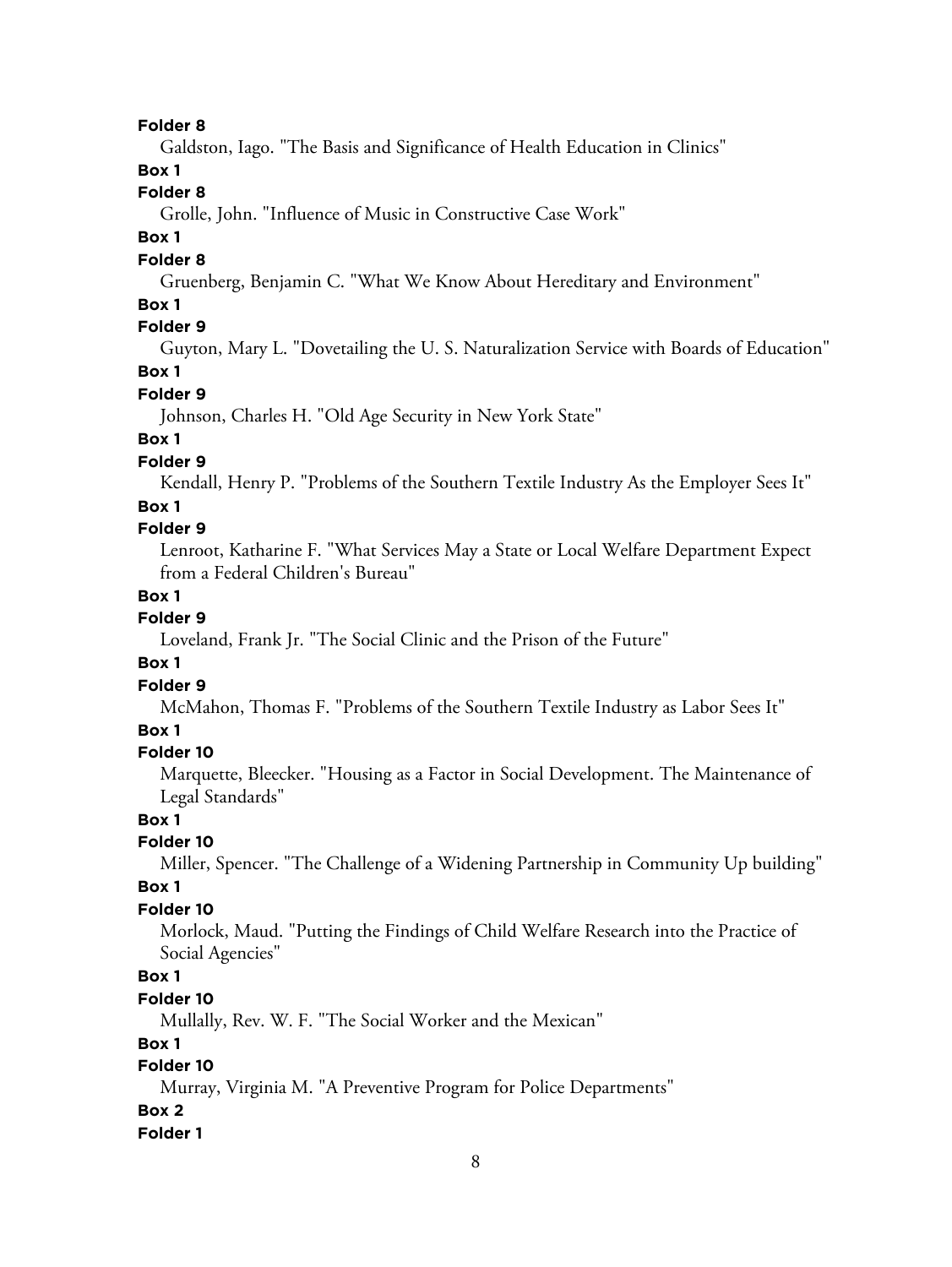**Folder 8**

Galdston, Iago. "The Basis and Significance of Health Education in Clinics"

**Box 1**

**Folder 8**

Grolle, John. "Influence of Music in Constructive Case Work"

**Box 1**

**Folder 8**

Gruenberg, Benjamin C. "What We Know About Hereditary and Environment"

**Box 1**

**Folder 9**

Guyton, Mary L. "Dovetailing the U. S. Naturalization Service with Boards of Education"

**Box 1**

**Folder 9**

Johnson, Charles H. "Old Age Security in New York State"

**Box 1**

**Folder 9**

Kendall, Henry P. "Problems of the Southern Textile Industry As the Employer Sees It"

**Box 1**

**Folder 9**

Lenroot, Katharine F. "What Services May a State or Local Welfare Department Expect from a Federal Children's Bureau"

**Box 1**

**Folder 9**

Loveland, Frank Jr. "The Social Clinic and the Prison of the Future"

**Box 1**

**Folder 9**

McMahon, Thomas F. "Problems of the Southern Textile Industry as Labor Sees It"

**Box 1**

**Folder 10**

Marquette, Bleecker. "Housing as a Factor in Social Development. The Maintenance of Legal Standards"

**Box 1**

**Folder 10**

Miller, Spencer. "The Challenge of a Widening Partnership in Community Up building"

**Box 1**

**Folder 10**

Morlock, Maud. "Putting the Findings of Child Welfare Research into the Practice of Social Agencies"

**Box 1**

**Folder 10**

Mullally, Rev. W. F. "The Social Worker and the Mexican"

**Box 1**

**Folder 10**

Murray, Virginia M. "A Preventive Program for Police Departments"

**Box 2**

**Folder 1**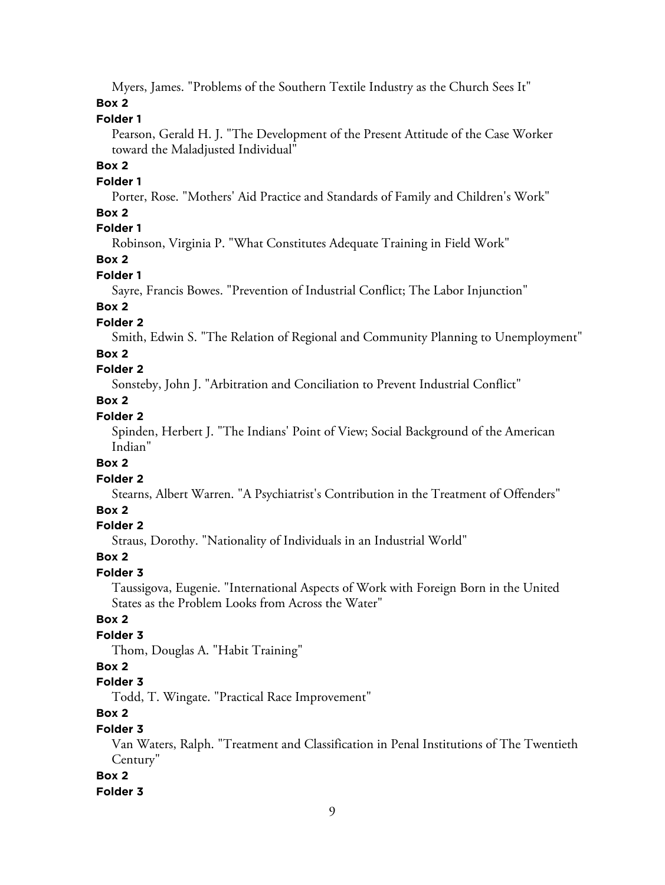Myers, James. "Problems of the Southern Textile Industry as the Church Sees It"

**Box 2**

**Folder 1**

Pearson, Gerald H. J. "The Development of the Present Attitude of the Case Worker toward the Maladjusted Individual"

**Box 2**

**Folder 1**

Porter, Rose. "Mothers' Aid Practice and Standards of Family and Children's Work"

**Box 2**

**Folder 1**

Robinson, Virginia P. "What Constitutes Adequate Training in Field Work"

**Box 2**

**Folder 1**

Sayre, Francis Bowes. "Prevention of Industrial Conflict; The Labor Injunction"

**Box 2**

**Folder 2**

Smith, Edwin S. "The Relation of Regional and Community Planning to Unemployment"

**Box 2**

**Folder 2**

Sonsteby, John J. "Arbitration and Conciliation to Prevent Industrial Conflict"

**Box 2**

**Folder 2**

Spinden, Herbert J. "The Indians' Point of View; Social Background of the American Indian"

**Box 2**

**Folder 2**

Stearns, Albert Warren. "A Psychiatrist's Contribution in the Treatment of Offenders"

**Box 2**

**Folder 2**

Straus, Dorothy. "Nationality of Individuals in an Industrial World"

**Box 2**

**Folder 3**

Taussigova, Eugenie. "International Aspects of Work with Foreign Born in the United States as the Problem Looks from Across the Water"

**Box 2**

**Folder 3**

Thom, Douglas A. "Habit Training"

**Box 2**

**Folder 3**

Todd, T. Wingate. "Practical Race Improvement"

**Box 2**

**Folder 3**

Van Waters, Ralph. "Treatment and Classification in Penal Institutions of The Twentieth Century"

**Box 2**

**Folder 3**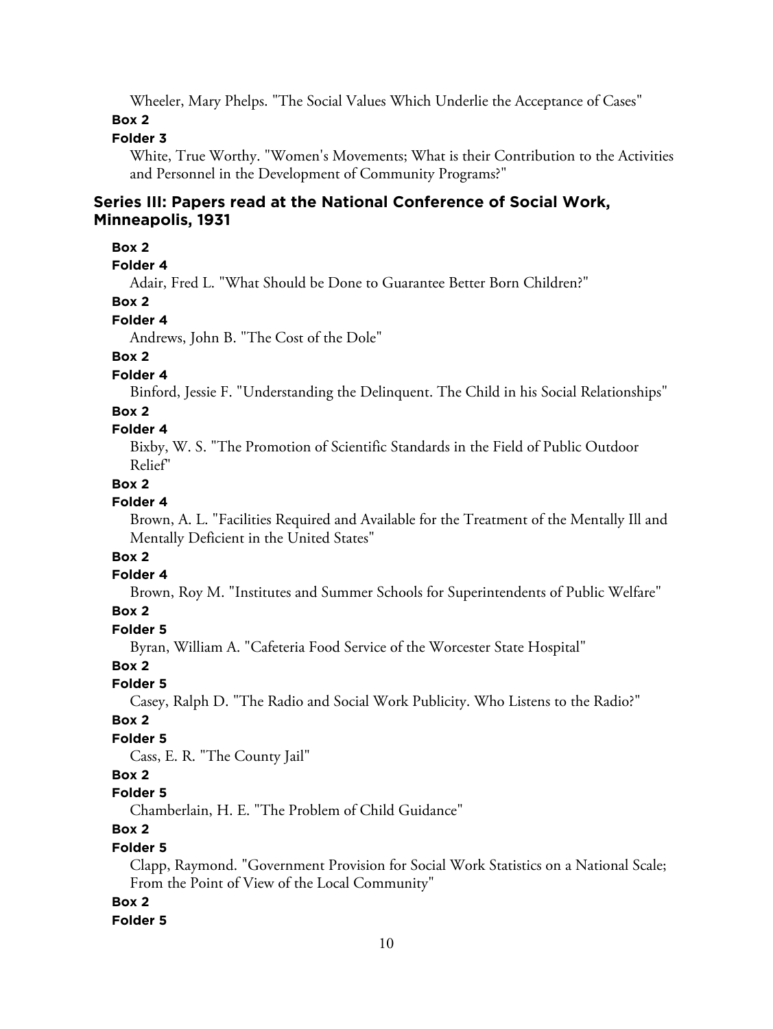Wheeler, Mary Phelps. "The Social Values Which Underlie the Acceptance of Cases"

**Box 2**

**Folder 3**

White, True Worthy. "Women's Movements; What is their Contribution to the Activities and Personnel in the Development of Community Programs?"

## Series III: Papers read at the National Conference of Social Work, Minneapolis, 1931

**Box 2**

**Folder 4**

Adair, Fred L. "What Should be Done to Guarantee Better Born Children?"

**Box 2**

**Folder 4**

Andrews, John B. "The Cost of the Dole"

**Box 2**

**Folder 4**

Binford, Jessie F. "Understanding the Delinquent. The Child in his Social Relationships"

**Box 2**

**Folder 4**

Bixby, W. S. "The Promotion of Scientific Standards in the Field of Public Outdoor Relief"

**Box 2**

**Folder 4**

Brown, A. L. "Facilities Required and Available for the Treatment of the Mentally Ill and Mentally Deficient in the United States"

**Box 2**

**Folder 4**

Brown, Roy M. "Institutes and Summer Schools for Superintendents of Public Welfare"

**Box 2**

**Folder 5**

Byran, William A. "Cafeteria Food Service of the Worcester State Hospital"

**Box 2**

**Folder 5**

Casey, Ralph D. "The Radio and Social Work Publicity. Who Listens to the Radio?"

**Box 2**

**Folder 5**

Cass, E. R. "The County Jail"

**Box 2**

**Folder 5**

Chamberlain, H. E. "The Problem of Child Guidance"

**Box 2**

**Folder 5**

Clapp, Raymond. "Government Provision for Social Work Statistics on a National Scale; From the Point of View of the Local Community"

**Box 2**

**Folder 5**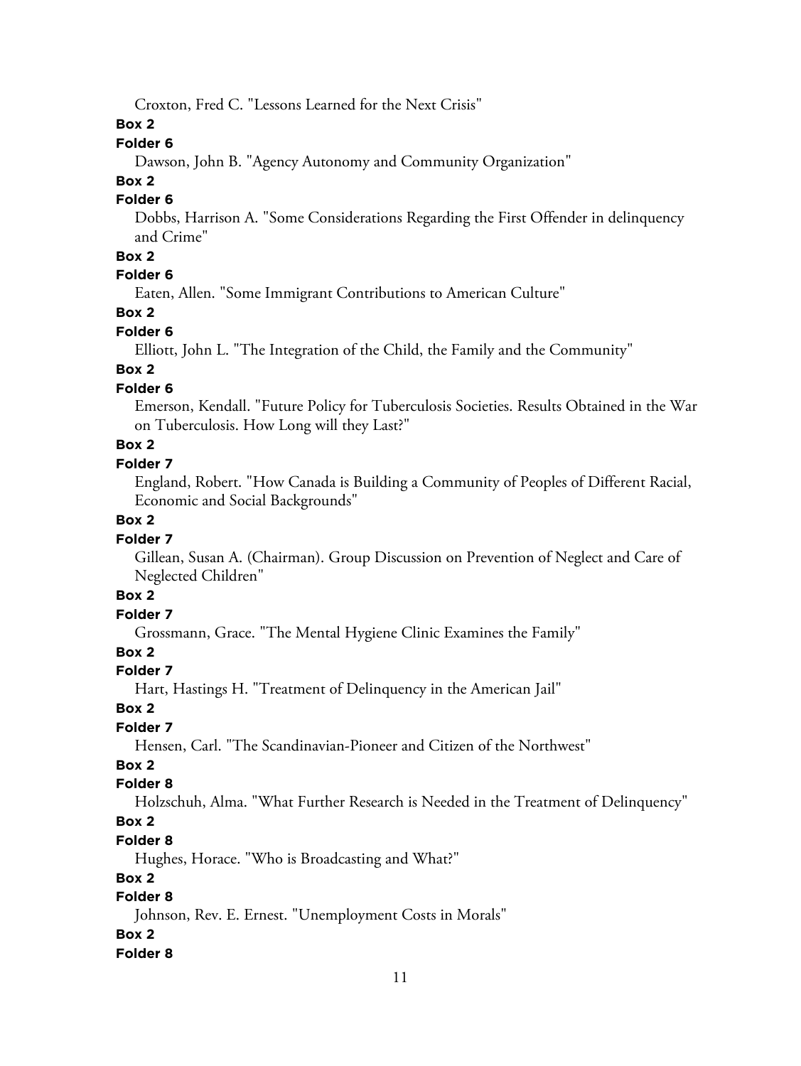Croxton, Fred C. "Lessons Learned for the Next Crisis"

**Box 2**

**Folder 6**

Dawson, John B. "Agency Autonomy and Community Organization"

**Box 2**

**Folder 6**

Dobbs, Harrison A. "Some Considerations Regarding the First Offender in delinquency and Crime"

**Box 2**

**Folder 6**

Eaten, Allen. "Some Immigrant Contributions to American Culture"

**Box 2**

**Folder 6**

Elliott, John L. "The Integration of the Child, the Family and the Community"

**Box 2**

**Folder 6**

Emerson, Kendall. "Future Policy for Tuberculosis Societies. Results Obtained in the War on Tuberculosis. How Long will they Last?"

**Box 2**

**Folder 7**

England, Robert. "How Canada is Building a Community of Peoples of Different Racial, Economic and Social Backgrounds"

**Box 2**

**Folder 7**

Gillean, Susan A. (Chairman). Group Discussion on Prevention of Neglect and Care of Neglected Children"

**Box 2**

**Folder 7**

Grossmann, Grace. "The Mental Hygiene Clinic Examines the Family"

**Box 2**

**Folder 7**

Hart, Hastings H. "Treatment of Delinquency in the American Jail"

**Box 2**

**Folder 7**

Hensen, Carl. "The Scandinavian-Pioneer and Citizen of the Northwest"

**Box 2**

**Folder 8**

Holzschuh, Alma. "What Further Research is Needed in the Treatment of Delinquency"

**Box 2**

**Folder 8**

Hughes, Horace. "Who is Broadcasting and What?"

**Box 2**

**Folder 8**

Johnson, Rev. E. Ernest. "Unemployment Costs in Morals"

**Box 2**

**Folder 8**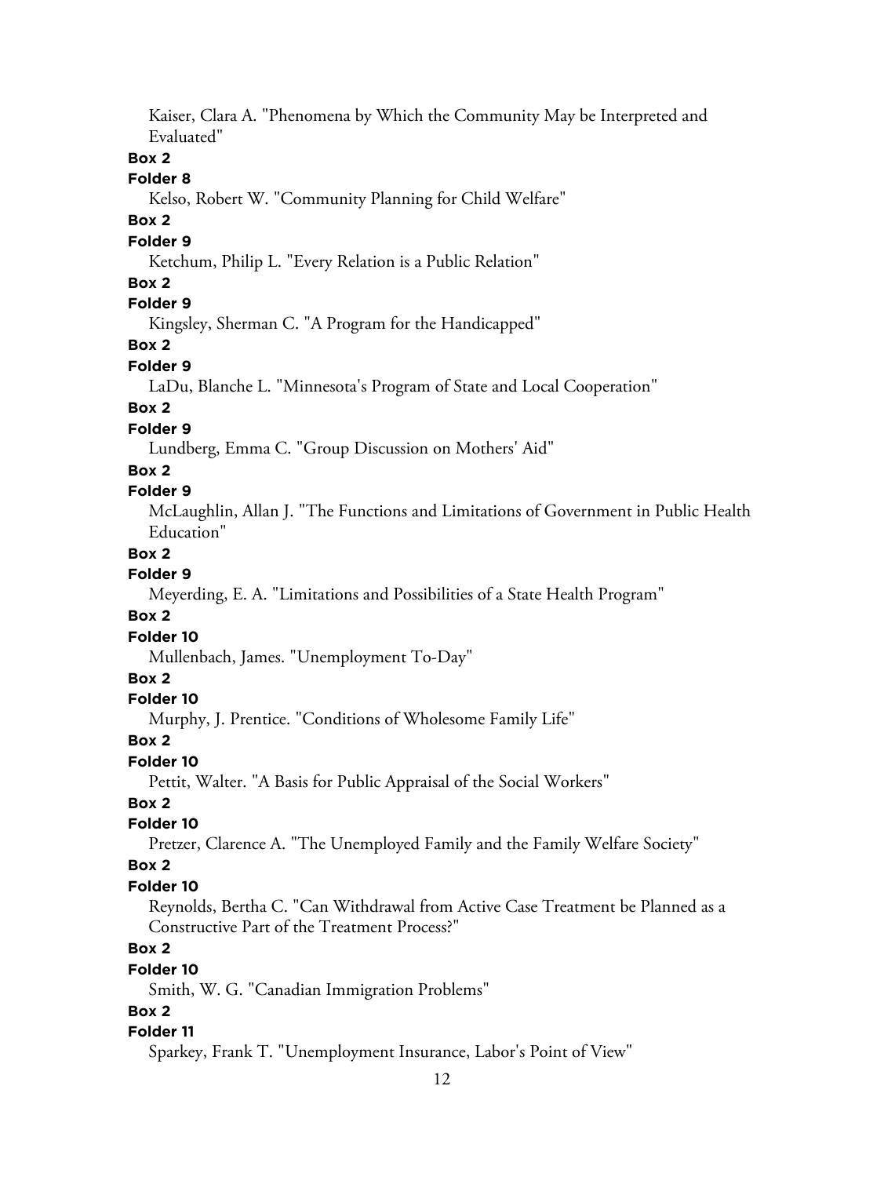Kaiser, Clara A. "Phenomena by Which the Community May be Interpreted and Evaluated"

**Box 2**

**Folder 8**

Kelso, Robert W. "Community Planning for Child Welfare"

**Box 2**

**Folder 9**

Ketchum, Philip L. "Every Relation is a Public Relation"

**Box 2**

**Folder 9**

Kingsley, Sherman C. "A Program for the Handicapped"

**Box 2**

**Folder 9**

LaDu, Blanche L. "Minnesota's Program of State and Local Cooperation"

**Box 2**

**Folder 9**

Lundberg, Emma C. "Group Discussion on Mothers' Aid"

**Box 2**

**Folder 9**

McLaughlin, Allan J. "The Functions and Limitations of Government in Public Health Education"

**Box 2**

**Folder 9**

Meyerding, E. A. "Limitations and Possibilities of a State Health Program"

**Box 2**

**Folder 10**

Mullenbach, James. "Unemployment To-Day"

**Box 2**

**Folder 10**

Murphy, J. Prentice. "Conditions of Wholesome Family Life"

**Box 2**

**Folder 10**

Pettit, Walter. "A Basis for Public Appraisal of the Social Workers"

**Box 2**

**Folder 10**

Pretzer, Clarence A. "The Unemployed Family and the Family Welfare Society"

**Box 2**

**Folder 10**

Reynolds, Bertha C. "Can Withdrawal from Active Case Treatment be Planned as a Constructive Part of the Treatment Process?"

**Box 2**

**Folder 10**

Smith, W. G. "Canadian Immigration Problems"

**Box 2**

**Folder 11**

Sparkey, Frank T. "Unemployment Insurance, Labor's Point of View"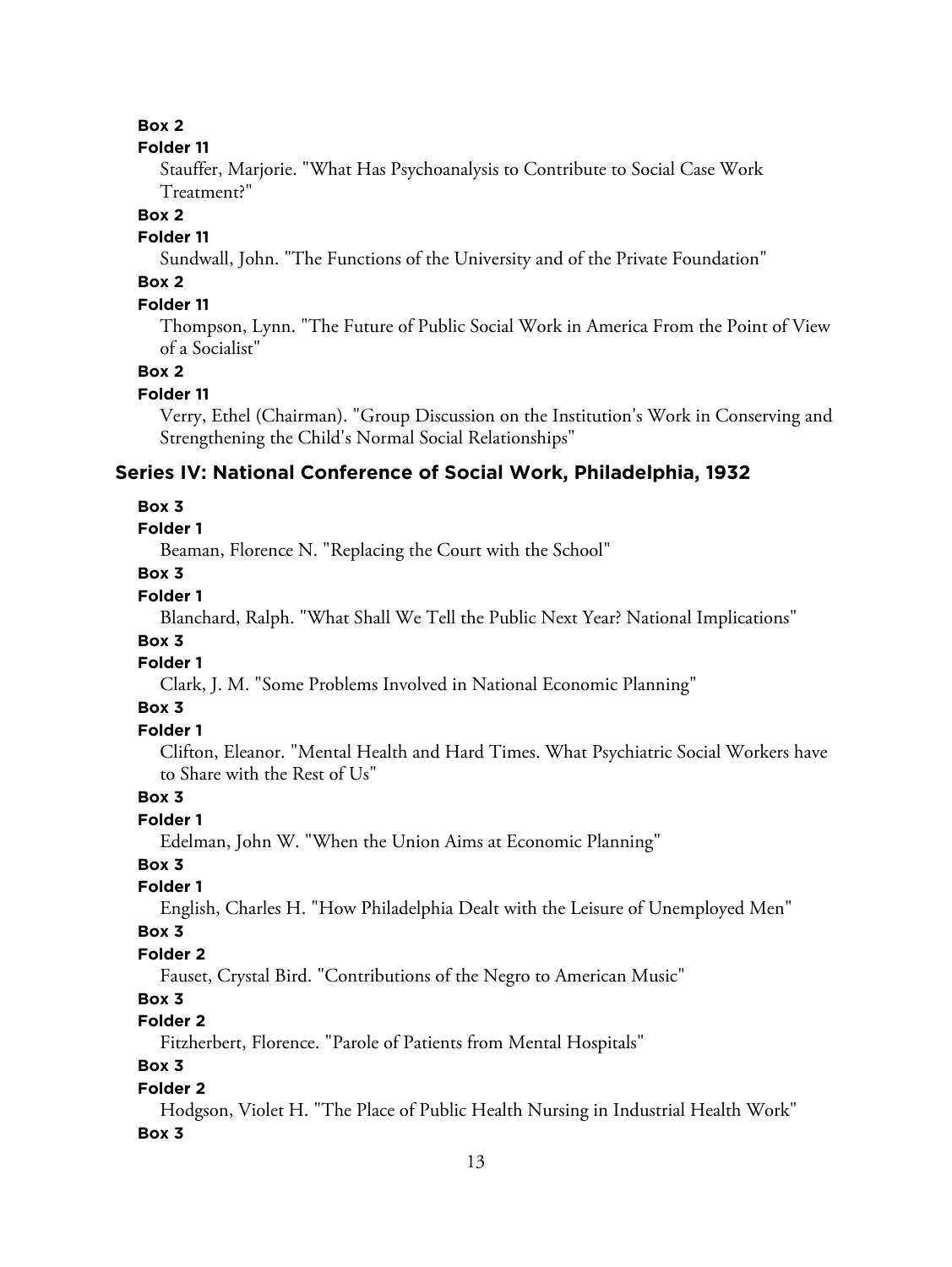**Box 2**

**Folder 11**

Stauffer, Marjorie. "What Has Psychoanalysis to Contribute to Social Case Work Treatment?"

**Box 2**

**Folder 11**

Sundwall, John. "The Functions of the University and of the Private Foundation"

**Box 2**

**Folder 11**

Thompson, Lynn. "The Future of Public Social Work in America From the Point of View of a Socialist"

**Box 2**

**Folder 11**

Verry, Ethel (Chairman). "Group Discussion on the Institution's Work in Conserving and Strengthening the Child's Normal Social Relationships"

## Series IV: National Conference of Social Work, Philadelphia, 1932

**Box 3**

**Folder 1**

Beaman, Florence N. "Replacing the Court with the School"

**Box 3**

**Folder 1**

Blanchard, Ralph. "What Shall We Tell the Public Next Year? National Implications"

**Box 3**

**Folder 1**

Clark, J. M. "Some Problems Involved in National Economic Planning"

**Box 3**

**Folder 1**

Clifton, Eleanor. "Mental Health and Hard Times. What Psychiatric Social Workers have to Share with the Rest of Us"

**Box 3**

**Folder 1**

Edelman, John W. "When the Union Aims at Economic Planning"

**Box 3**

**Folder 1**

English, Charles H. "How Philadelphia Dealt with the Leisure of Unemployed Men"

**Box 3**

**Folder 2**

Fauset, Crystal Bird. "Contributions of the Negro to American Music"

**Box 3**

**Folder 2**

Fitzherbert, Florence. "Parole of Patients from Mental Hospitals"

**Box 3**

**Folder 2**

Hodgson, Violet H. "The Place of Public Health Nursing in Industrial Health Work"

**Box 3**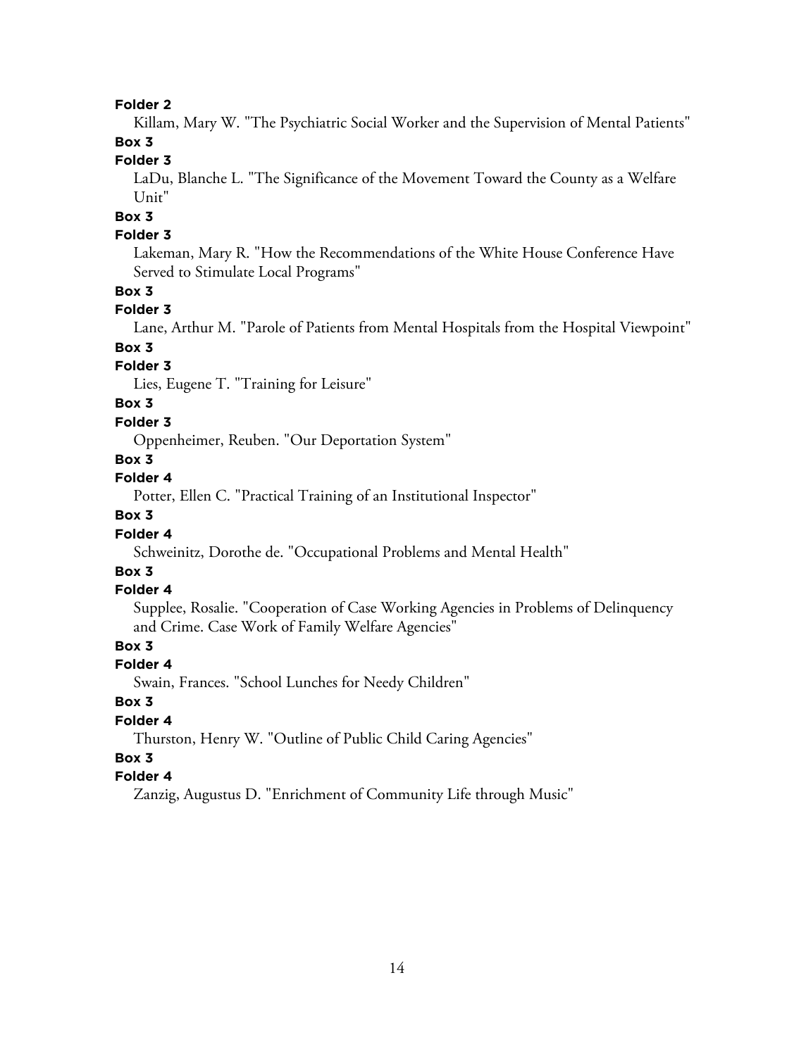**Folder 2**

Killam, Mary W. "The Psychiatric Social Worker and the Supervision of Mental Patients"

**Box 3**

**Folder 3**

LaDu, Blanche L. "The Significance of the Movement Toward the County as a Welfare Unit"

**Box 3**

**Folder 3**

Lakeman, Mary R. "How the Recommendations of the White House Conference Have Served to Stimulate Local Programs"

**Box 3**

**Folder 3**

Lane, Arthur M. "Parole of Patients from Mental Hospitals from the Hospital Viewpoint"

**Box 3**

**Folder 3**

Lies, Eugene T. "Training for Leisure"

**Box 3**

**Folder 3**

Oppenheimer, Reuben. "Our Deportation System"

**Box 3**

**Folder 4**

Potter, Ellen C. "Practical Training of an Institutional Inspector"

**Box 3**

**Folder 4**

Schweinitz, Dorothe de. "Occupational Problems and Mental Health"

**Box 3**

**Folder 4**

Supplee, Rosalie. "Cooperation of Case Working Agencies in Problems of Delinquency and Crime. Case Work of Family Welfare Agencies"

**Box 3**

**Folder 4**

Swain, Frances. "School Lunches for Needy Children"

**Box 3**

**Folder 4**

Thurston, Henry W. "Outline of Public Child Caring Agencies"

**Box 3**

**Folder 4**

Zanzig, Augustus D. "Enrichment of Community Life through Music"